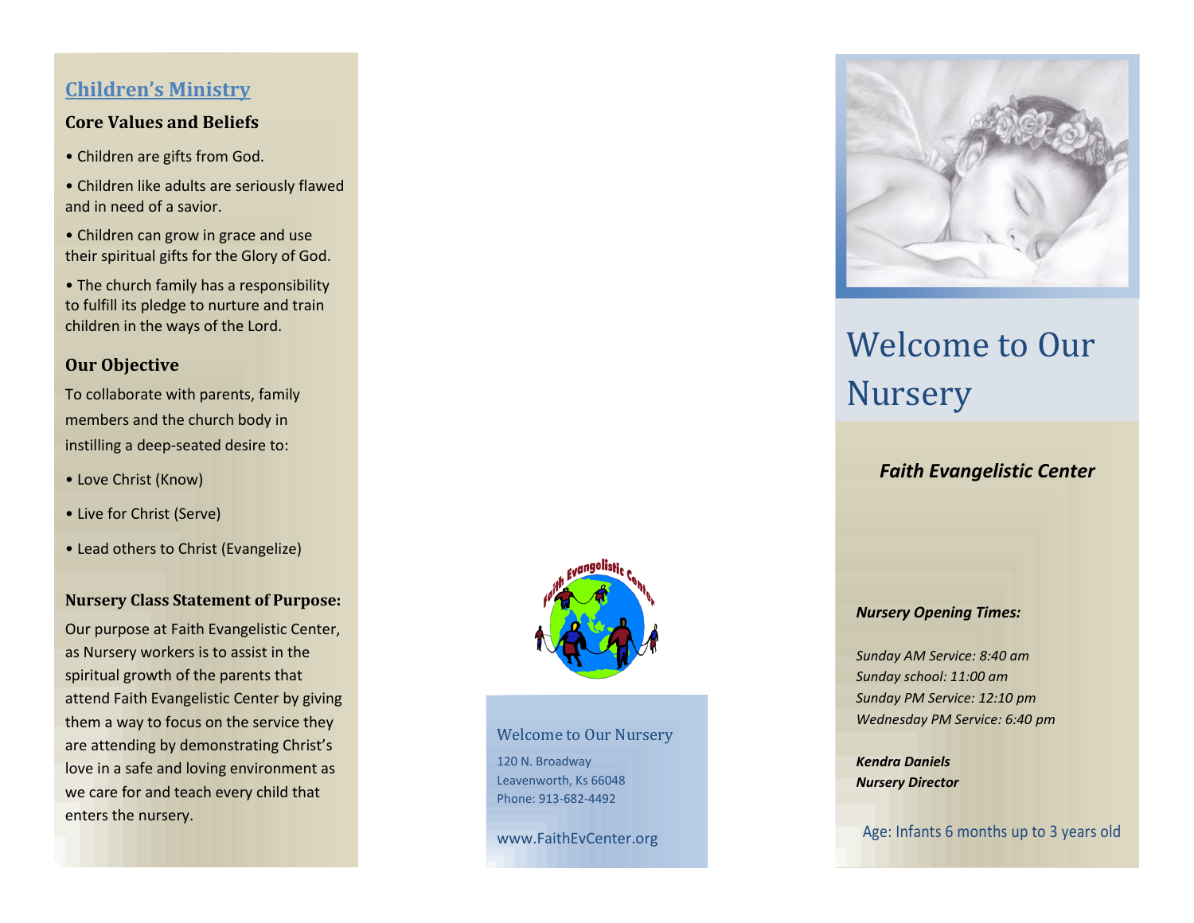## Children's Ministry

### Core Values and Beliefs

- Children are gifts from God.
- Children like adults are seriously flawed and in need of a savior.
- Children can grow in grace and use their spiritual gifts for the Glory of God.
- The church family has a responsibility to fulfill its pledge to nurture and train children in the ways of the Lord.

### Our Objective

To collaborate with parents, family members and the church body in instilling a deep-seated desire to:

- Love Christ (Know)
- Live for Christ (Serve)
- Lead others to Christ (Evangelize)

### Nursery Class Statement of Purpose:

Our purpose at Faith Evangelistic Center, as Nursery workers is to assist in the spiritual growth of the parents that attend Faith Evangelistic Center by giving them a way to focus on the service they are attending by demonstrating Christ's love in a safe and loving environment as we care for and teach every child that enters the nursery.

Faith Evangelistic Center

Welcome to Our Nursery

120 N. Broadway
Leavenworth, Ks 66048
Phone: 913-682-4492

www.FaithEvCenter.org

# Welcome to Our Nursery

***Faith Evangelistic Center***

***Nursery Opening Times:***

*Sunday AM Service: 8:40 am*
*Sunday school: 11:00 am*
*Sunday PM Service: 12:10 pm*
*Wednesday PM Service: 6:40 pm*

***Kendra Daniels***
***Nursery Director***

Age: Infants 6 months up to 3 years old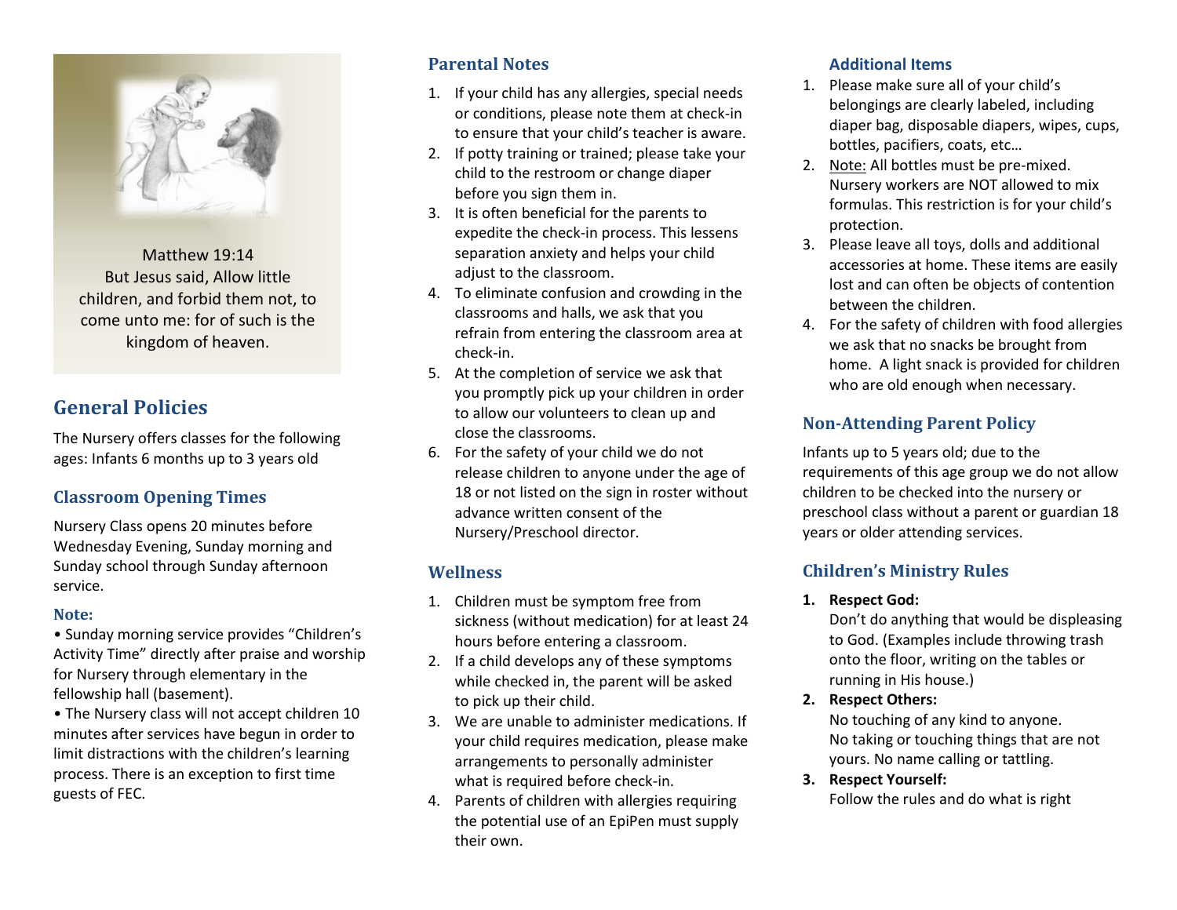Matthew 19:14
But Jesus said, Allow little children, and forbid them not, to come unto me: for of such is the kingdom of heaven.

## General Policies

The Nursery offers classes for the following ages: Infants 6 months up to 3 years old

### Classroom Opening Times

Nursery Class opens 20 minutes before Wednesday Evening, Sunday morning and Sunday school through Sunday afternoon service.

**Note:**

• Sunday morning service provides "Children's Activity Time" directly after praise and worship for Nursery through elementary in the fellowship hall (basement).

• The Nursery class will not accept children 10 minutes after services have begun in order to limit distractions with the children's learning process. There is an exception to first time guests of FEC.

### Parental Notes

1. If your child has any allergies, special needs or conditions, please note them at check-in to ensure that your child's teacher is aware.
2. If potty training or trained; please take your child to the restroom or change diaper before you sign them in.
3. It is often beneficial for the parents to expedite the check-in process. This lessens separation anxiety and helps your child adjust to the classroom.
4. To eliminate confusion and crowding in the classrooms and halls, we ask that you refrain from entering the classroom area at check-in.
5. At the completion of service we ask that you promptly pick up your children in order to allow our volunteers to clean up and close the classrooms.
6. For the safety of your child we do not release children to anyone under the age of 18 or not listed on the sign in roster without advance written consent of the Nursery/Preschool director.

### Wellness

1. Children must be symptom free from sickness (without medication) for at least 24 hours before entering a classroom.
2. If a child develops any of these symptoms while checked in, the parent will be asked to pick up their child.
3. We are unable to administer medications. If your child requires medication, please make arrangements to personally administer what is required before check-in.
4. Parents of children with allergies requiring the potential use of an EpiPen must supply their own.

### Additional Items

1. Please make sure all of your child's belongings are clearly labeled, including diaper bag, disposable diapers, wipes, cups, bottles, pacifiers, coats, etc…
2. Note: All bottles must be pre-mixed. Nursery workers are NOT allowed to mix formulas. This restriction is for your child's protection.
3. Please leave all toys, dolls and additional accessories at home. These items are easily lost and can often be objects of contention between the children.
4. For the safety of children with food allergies we ask that no snacks be brought from home. A light snack is provided for children who are old enough when necessary.

### Non-Attending Parent Policy

Infants up to 5 years old; due to the requirements of this age group we do not allow children to be checked into the nursery or preschool class without a parent or guardian 18 years or older attending services.

### Children's Ministry Rules

1. **Respect God:**
   Don't do anything that would be displeasing to God. (Examples include throwing trash onto the floor, writing on the tables or running in His house.)
2. **Respect Others:**
   No touching of any kind to anyone. No taking or touching things that are not yours. No name calling or tattling.
3. **Respect Yourself:**
   Follow the rules and do what is right